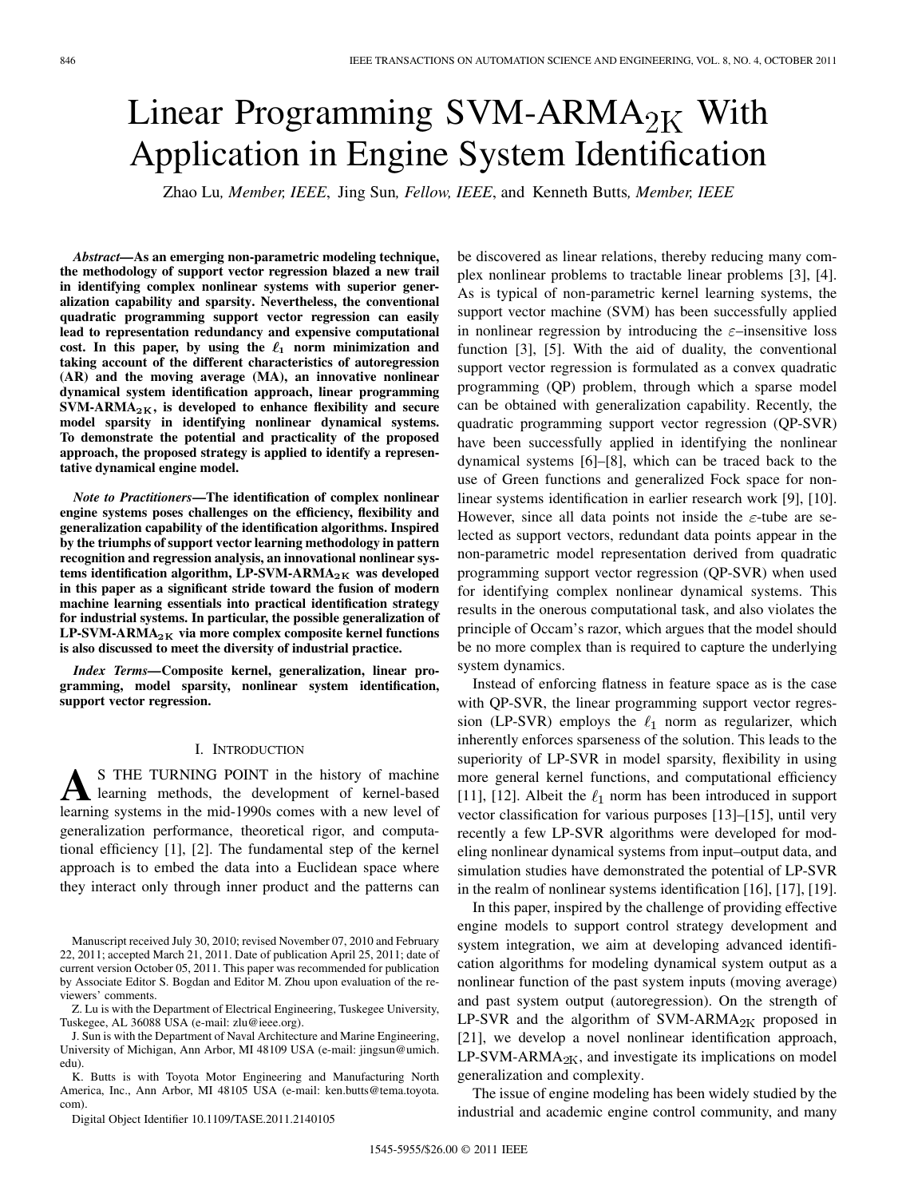# Linear Programming SVM-ARMA$_{2K}$ With Application in Engine System Identification

Zhao Lu, *Member, IEEE*, Jing Sun, *Fellow, IEEE*, and Kenneth Butts, *Member, IEEE*

***Abstract*—As an emerging non-parametric modeling technique, the methodology of support vector regression blazed a new trail in identifying complex nonlinear systems with superior generalization capability and sparsity. Nevertheless, the conventional quadratic programming support vector regression can easily lead to representation redundancy and expensive computational cost. In this paper, by using the $\ell_1$ norm minimization and taking account of the different characteristics of autoregression (AR) and the moving average (MA), an innovative nonlinear dynamical system identification approach, linear programming SVM-ARMA$_{2K}$, is developed to enhance flexibility and secure model sparsity in identifying nonlinear dynamical systems. To demonstrate the potential and practicality of the proposed approach, the proposed strategy is applied to identify a representative dynamical engine model.**

***Note to Practitioners*—The identification of complex nonlinear engine systems poses challenges on the efficiency, flexibility and generalization capability of the identification algorithms. Inspired by the triumphs of support vector learning methodology in pattern recognition and regression analysis, an innovational nonlinear systems identification algorithm, LP-SVM-ARMA$_{2K}$ was developed in this paper as a significant stride toward the fusion of modern machine learning essentials into practical identification strategy for industrial systems. In particular, the possible generalization of LP-SVM-ARMA$_{2K}$ via more complex composite kernel functions is also discussed to meet the diversity of industrial practice.**

***Index Terms*—Composite kernel, generalization, linear programming, model sparsity, nonlinear system identification, support vector regression.**

## I. Introduction

As THE TURNING POINT in the history of machine learning methods, the development of kernel-based learning systems in the mid-1990s comes with a new level of generalization performance, theoretical rigor, and computational efficiency [1], [2]. The fundamental step of the kernel approach is to embed the data into a Euclidean space where they interact only through inner product and the patterns can be discovered as linear relations, thereby reducing many complex nonlinear problems to tractable linear problems [3], [4]. As is typical of non-parametric kernel learning systems, the support vector machine (SVM) has been successfully applied in nonlinear regression by introducing the $\varepsilon$–insensitive loss function [3], [5]. With the aid of duality, the conventional support vector regression is formulated as a convex quadratic programming (QP) problem, through which a sparse model can be obtained with generalization capability. Recently, the quadratic programming support vector regression (QP-SVR) have been successfully applied in identifying the nonlinear dynamical systems [6]–[8], which can be traced back to the use of Green functions and generalized Fock space for nonlinear systems identification in earlier research work [9], [10]. However, since all data points not inside the $\varepsilon$-tube are selected as support vectors, redundant data points appear in the non-parametric model representation derived from quadratic programming support vector regression (QP-SVR) when used for identifying complex nonlinear dynamical systems. This results in the onerous computational task, and also violates the principle of Occam's razor, which argues that the model should be no more complex than is required to capture the underlying system dynamics.

Instead of enforcing flatness in feature space as is the case with QP-SVR, the linear programming support vector regression (LP-SVR) employs the $\ell_1$ norm as regularizer, which inherently enforces sparseness of the solution. This leads to the superiority of LP-SVR in model sparsity, flexibility in using more general kernel functions, and computational efficiency [11], [12]. Albeit the $\ell_1$ norm has been introduced in support vector classification for various purposes [13]–[15], until very recently a few LP-SVR algorithms were developed for modeling nonlinear dynamical systems from input–output data, and simulation studies have demonstrated the potential of LP-SVR in the realm of nonlinear systems identification [16], [17], [19].

In this paper, inspired by the challenge of providing effective engine models to support control strategy development and system integration, we aim at developing advanced identification algorithms for modeling dynamical system output as a nonlinear function of the past system inputs (moving average) and past system output (autoregression). On the strength of LP-SVR and the algorithm of SVM-ARMA$_{2K}$ proposed in [21], we develop a novel nonlinear identification approach, LP-SVM-ARMA$_{2K}$, and investigate its implications on model generalization and complexity.

The issue of engine modeling has been widely studied by the industrial and academic engine control community, and many

Manuscript received July 30, 2010; revised November 07, 2010 and February 22, 2011; accepted March 21, 2011. Date of publication April 25, 2011; date of current version October 05, 2011. This paper was recommended for publication by Associate Editor S. Bogdan and Editor M. Zhou upon evaluation of the reviewers' comments.

Z. Lu is with the Department of Electrical Engineering, Tuskegee University, Tuskegee, AL 36088 USA (e-mail: zlu@ieee.org).

J. Sun is with the Department of Naval Architecture and Marine Engineering, University of Michigan, Ann Arbor, MI 48109 USA (e-mail: jingsun@umich.edu).

K. Butts is with Toyota Motor Engineering and Manufacturing North America, Inc., Ann Arbor, MI 48105 USA (e-mail: ken.butts@tema.toyota.com).

Digital Object Identifier 10.1109/TASE.2011.2140105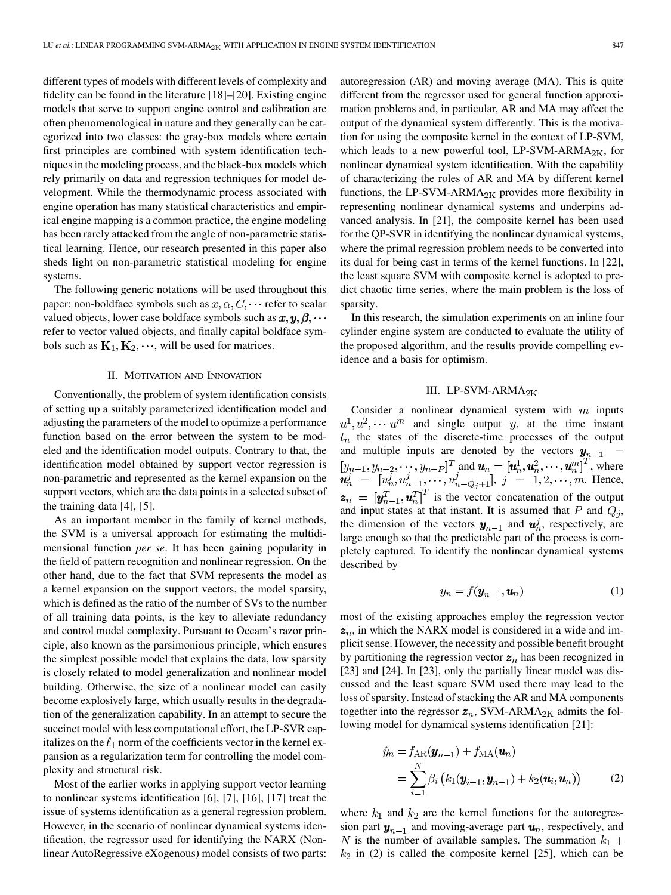different types of models with different levels of complexity and fidelity can be found in the literature [18]–[20]. Existing engine models that serve to support engine control and calibration are often phenomenological in nature and they generally can be categorized into two classes: the gray-box models where certain first principles are combined with system identification techniques in the modeling process, and the black-box models which rely primarily on data and regression techniques for model development. While the thermodynamic process associated with engine operation has many statistical characteristics and empirical engine mapping is a common practice, the engine modeling has been rarely attacked from the angle of non-parametric statistical learning. Hence, our research presented in this paper also sheds light on non-parametric statistical modeling for engine systems.

The following generic notations will be used throughout this paper: non-boldface symbols such as $x, \alpha, C, \cdots$ refer to scalar valued objects, lower case boldface symbols such as $\boldsymbol{x}, \boldsymbol{y}, \boldsymbol{\beta}, \cdots$ refer to vector valued objects, and finally capital boldface symbols such as $\mathbf{K}_1, \mathbf{K}_2, \cdots$, will be used for matrices.

## II. Motivation and Innovation

Conventionally, the problem of system identification consists of setting up a suitably parameterized identification model and adjusting the parameters of the model to optimize a performance function based on the error between the system to be modeled and the identification model outputs. Contrary to that, the identification model obtained by support vector regression is non-parametric and represented as the kernel expansion on the support vectors, which are the data points in a selected subset of the training data [4], [5].

As an important member in the family of kernel methods, the SVM is a universal approach for estimating the multidimensional function *per se*. It has been gaining popularity in the field of pattern recognition and nonlinear regression. On the other hand, due to the fact that SVM represents the model as a kernel expansion on the support vectors, the model sparsity, which is defined as the ratio of the number of SVs to the number of all training data points, is the key to alleviate redundancy and control model complexity. Pursuant to Occam's razor principle, also known as the parsimonious principle, which ensures the simplest possible model that explains the data, low sparsity is closely related to model generalization and nonlinear model building. Otherwise, the size of a nonlinear model can easily become explosively large, which usually results in the degradation of the generalization capability. In an attempt to secure the succinct model with less computational effort, the LP-SVR capitalizes on the $\ell_1$ norm of the coefficients vector in the kernel expansion as a regularization term for controlling the model complexity and structural risk.

Most of the earlier works in applying support vector learning to nonlinear systems identification [6], [7], [16], [17] treat the issue of systems identification as a general regression problem. However, in the scenario of nonlinear dynamical systems identification, the regressor used for identifying the NARX (Nonlinear AutoRegressive eXogenous) model consists of two parts: autoregression (AR) and moving average (MA). This is quite different from the regressor used for general function approximation problems and, in particular, AR and MA may affect the output of the dynamical system differently. This is the motivation for using the composite kernel in the context of LP-SVM, which leads to a new powerful tool, LP-SVM-ARMA$_{2\text{K}}$, for nonlinear dynamical system identification. With the capability of characterizing the roles of AR and MA by different kernel functions, the LP-SVM-ARMA$_{2\text{K}}$ provides more flexibility in representing nonlinear dynamical systems and underpins advanced analysis. In [21], the composite kernel has been used for the QP-SVR in identifying the nonlinear dynamical systems, where the primal regression problem needs to be converted into its dual for being cast in terms of the kernel functions. In [22], the least square SVM with composite kernel is adopted to predict chaotic time series, where the main problem is the loss of sparsity.

In this research, the simulation experiments on an inline four cylinder engine system are conducted to evaluate the utility of the proposed algorithm, and the results provide compelling evidence and a basis for optimism.

## III. LP-SVM-ARMA$_{2\text{K}}$

Consider a nonlinear dynamical system with $m$ inputs $u^1, u^2, \cdots u^m$ and single output $y$, at the time instant $t_n$ the states of the discrete-time processes of the output and multiple inputs are denoted by the vectors $\boldsymbol{y}_{n-1} = [y_{n-1}, y_{n-2}, \cdots, y_{n-P}]^T$ and $\boldsymbol{u}_n = [\boldsymbol{u}_n^1, \boldsymbol{u}_n^2, \cdots, \boldsymbol{u}_n^m]^T$, where $\boldsymbol{u}_n^j = [u_n^j, u_{n-1}^j, \cdots, u_{n-Q_j+1}^j]$, $j = 1, 2, \cdots, m$. Hence, $\boldsymbol{z}_n = [\boldsymbol{y}_{n-1}^T, \boldsymbol{u}_n^T]^T$ is the vector concatenation of the output and input states at that instant. It is assumed that $P$ and $Q_j$, the dimension of the vectors $\boldsymbol{y}_{n-1}$ and $\boldsymbol{u}_n^j$, respectively, are large enough so that the predictable part of the process is completely captured. To identify the nonlinear dynamical systems described by

$$y_n = f(\boldsymbol{y}_{n-1}, \boldsymbol{u}_n) \tag{1}$$

most of the existing approaches employ the regression vector $\boldsymbol{z}_n$, in which the NARX model is considered in a wide and implicit sense. However, the necessity and possible benefit brought by partitioning the regression vector $\boldsymbol{z}_n$ has been recognized in [23] and [24]. In [23], only the partially linear model was discussed and the least square SVM used there may lead to the loss of sparsity. Instead of stacking the AR and MA components together into the regressor $\boldsymbol{z}_n$, SVM-ARMA$_{2\text{K}}$ admits the following model for dynamical systems identification [21]:

$$\begin{aligned}\hat{y}_n &= f_{\text{AR}}(\boldsymbol{y}_{n-1}) + f_{\text{MA}}(\boldsymbol{u}_n) \\ &= \sum_{i=1}^{N} \beta_i \left( k_1(\boldsymbol{y}_{i-1}, \boldsymbol{y}_{n-1}) + k_2(\boldsymbol{u}_i, \boldsymbol{u}_n) \right)\end{aligned} \tag{2}$$

where $k_1$ and $k_2$ are the kernel functions for the autoregression part $\boldsymbol{y}_{n-1}$ and moving-average part $\boldsymbol{u}_n$, respectively, and $N$ is the number of available samples. The summation $k_1 + k_2$ in (2) is called the composite kernel [25], which can be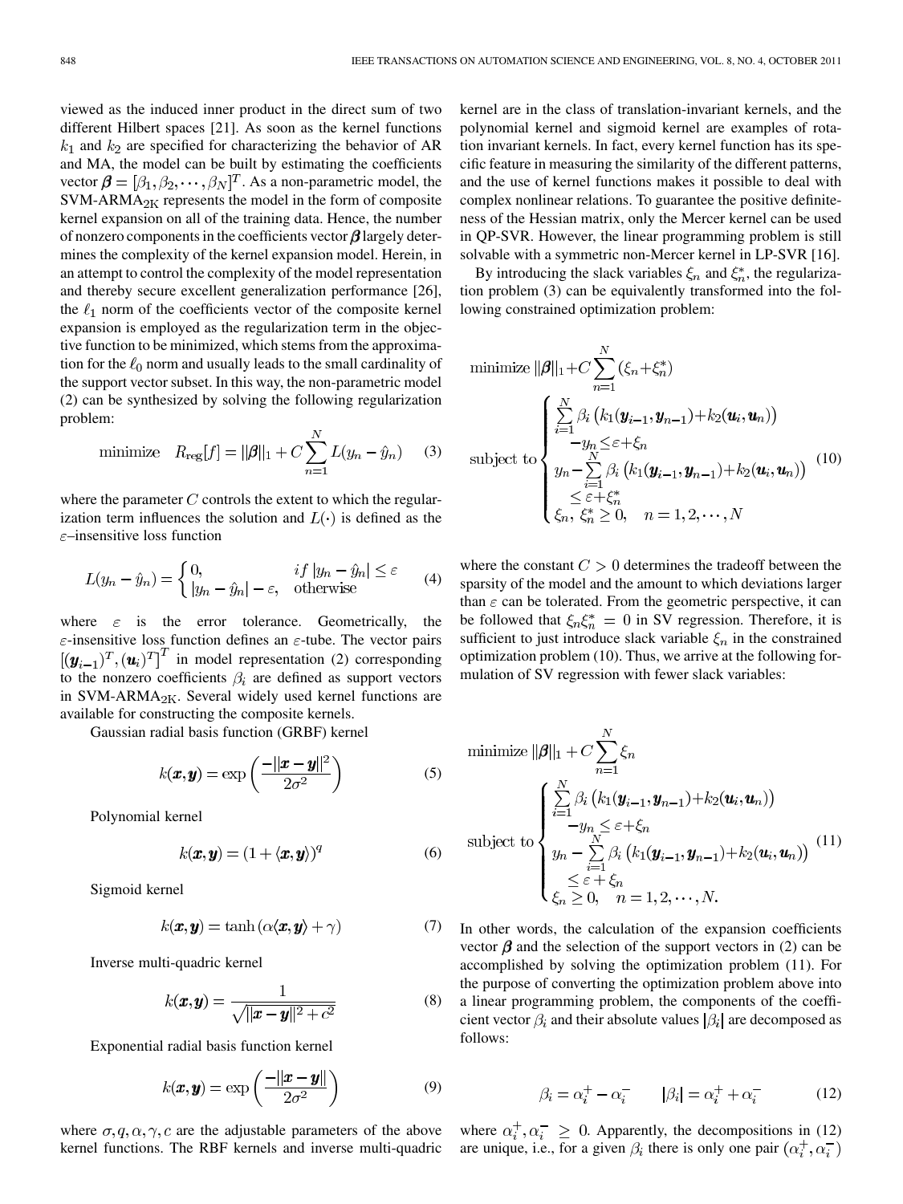viewed as the induced inner product in the direct sum of two different Hilbert spaces [21]. As soon as the kernel functions $k_1$ and $k_2$ are specified for characterizing the behavior of AR and MA, the model can be built by estimating the coefficients vector $\boldsymbol{\beta} = [\beta_1, \beta_2, \cdots, \beta_N]^T$. As a non-parametric model, the SVM-ARMA$_{2K}$ represents the model in the form of composite kernel expansion on all of the training data. Hence, the number of nonzero components in the coefficients vector $\boldsymbol{\beta}$ largely determines the complexity of the kernel expansion model. Herein, in an attempt to control the complexity of the model representation and thereby secure excellent generalization performance [26], the $\ell_1$ norm of the coefficients vector of the composite kernel expansion is employed as the regularization term in the objective function to be minimized, which stems from the approximation for the $\ell_0$ norm and usually leads to the small cardinality of the support vector subset. In this way, the non-parametric model (2) can be synthesized by solving the following regularization problem:

$$\text{minimize} \quad R_{\text{reg}}[f] = \|\boldsymbol{\beta}\|_1 + C\sum_{n=1}^{N} L(y_n - \hat{y}_n) \tag{3}$$

where the parameter $C$ controls the extent to which the regularization term influences the solution and $L(\cdot)$ is defined as the $\varepsilon$–insensitive loss function

$$L(y_n - \hat{y}_n) = \begin{cases} 0, & if\ |y_n - \hat{y}_n| \le \varepsilon \\ |y_n - \hat{y}_n| - \varepsilon, & \text{otherwise} \end{cases} \tag{4}$$

where $\varepsilon$ is the error tolerance. Geometrically, the $\varepsilon$-insensitive loss function defines an $\varepsilon$-tube. The vector pairs $[(\boldsymbol{y}_{i-1})^T, (\boldsymbol{u}_i)^T]^T$ in model representation (2) corresponding to the nonzero coefficients $\beta_i$ are defined as support vectors in SVM-ARMA$_{2K}$. Several widely used kernel functions are available for constructing the composite kernels.

Gaussian radial basis function (GRBF) kernel

$$k(\boldsymbol{x}, \boldsymbol{y}) = \exp\left(\frac{-\|\boldsymbol{x} - \boldsymbol{y}\|^2}{2\sigma^2}\right) \tag{5}$$

Polynomial kernel

$$k(\boldsymbol{x}, \boldsymbol{y}) = (1 + \langle \boldsymbol{x}, \boldsymbol{y} \rangle)^q \tag{6}$$

Sigmoid kernel

$$k(\boldsymbol{x}, \boldsymbol{y}) = \tanh\left(\alpha\langle \boldsymbol{x}, \boldsymbol{y} \rangle + \gamma\right) \tag{7}$$

Inverse multi-quadric kernel

$$k(\boldsymbol{x}, \boldsymbol{y}) = \frac{1}{\sqrt{\|\boldsymbol{x} - \boldsymbol{y}\|^2 + c^2}} \tag{8}$$

Exponential radial basis function kernel

$$k(\boldsymbol{x}, \boldsymbol{y}) = \exp\left(\frac{-\|\boldsymbol{x} - \boldsymbol{y}\|}{2\sigma^2}\right) \tag{9}$$

where $\sigma, q, \alpha, \gamma, c$ are the adjustable parameters of the above kernel functions. The RBF kernels and inverse multi-quadric kernel are in the class of translation-invariant kernels, and the polynomial kernel and sigmoid kernel are examples of rotation invariant kernels. In fact, every kernel function has its specific feature in measuring the similarity of the different patterns, and the use of kernel functions makes it possible to deal with complex nonlinear relations. To guarantee the positive definiteness of the Hessian matrix, only the Mercer kernel can be used in QP-SVR. However, the linear programming problem is still solvable with a symmetric non-Mercer kernel in LP-SVR [16].

By introducing the slack variables $\xi_n$ and $\xi_n^*$, the regularization problem (3) can be equivalently transformed into the following constrained optimization problem:

$$\begin{aligned} &\text{minimize } \|\boldsymbol{\beta}\|_1 + C\sum_{n=1}^{N}(\xi_n + \xi_n^*) \\ &\text{subject to} \begin{cases} \sum_{i=1}^{N} \beta_i \left(k_1(\boldsymbol{y}_{i-1}, \boldsymbol{y}_{n-1}) + k_2(\boldsymbol{u}_i, \boldsymbol{u}_n)\right) - y_n \le \varepsilon + \xi_n \\ y_n - \sum_{i=1}^{N} \beta_i \left(k_1(\boldsymbol{y}_{i-1}, \boldsymbol{y}_{n-1}) + k_2(\boldsymbol{u}_i, \boldsymbol{u}_n)\right) \le \varepsilon + \xi_n^* \\ \xi_n,\ \xi_n^* \ge 0, \quad n = 1, 2, \cdots, N \end{cases} \end{aligned} \tag{10}$$

where the constant $C > 0$ determines the tradeoff between the sparsity of the model and the amount to which deviations larger than $\varepsilon$ can be tolerated. From the geometric perspective, it can be followed that $\xi_n \xi_n^* = 0$ in SV regression. Therefore, it is sufficient to just introduce slack variable $\xi_n$ in the constrained optimization problem (10). Thus, we arrive at the following formulation of SV regression with fewer slack variables:

$$\begin{aligned} &\text{minimize } \|\boldsymbol{\beta}\|_1 + C\sum_{n=1}^{N}\xi_n \\ &\text{subject to} \begin{cases} \sum_{i=1}^{N} \beta_i \left(k_1(\boldsymbol{y}_{i-1}, \boldsymbol{y}_{n-1}) + k_2(\boldsymbol{u}_i, \boldsymbol{u}_n)\right) - y_n \le \varepsilon + \xi_n \\ y_n - \sum_{i=1}^{N} \beta_i \left(k_1(\boldsymbol{y}_{i-1}, \boldsymbol{y}_{n-1}) + k_2(\boldsymbol{u}_i, \boldsymbol{u}_n)\right) \le \varepsilon + \xi_n \\ \xi_n \ge 0, \quad n = 1, 2, \cdots, N. \end{cases} \end{aligned} \tag{11}$$

In other words, the calculation of the expansion coefficients vector $\boldsymbol{\beta}$ and the selection of the support vectors in (2) can be accomplished by solving the optimization problem (11). For the purpose of converting the optimization problem above into a linear programming problem, the components of the coefficient vector $\beta_i$ and their absolute values $|\beta_i|$ are decomposed as follows:

$$\beta_i = \alpha_i^+ - \alpha_i^- \qquad |\beta_i| = \alpha_i^+ + \alpha_i^- \tag{12}$$

where $\alpha_i^+, \alpha_i^- \ge 0$. Apparently, the decompositions in (12) are unique, i.e., for a given $\beta_i$ there is only one pair $(\alpha_i^+, \alpha_i^-)$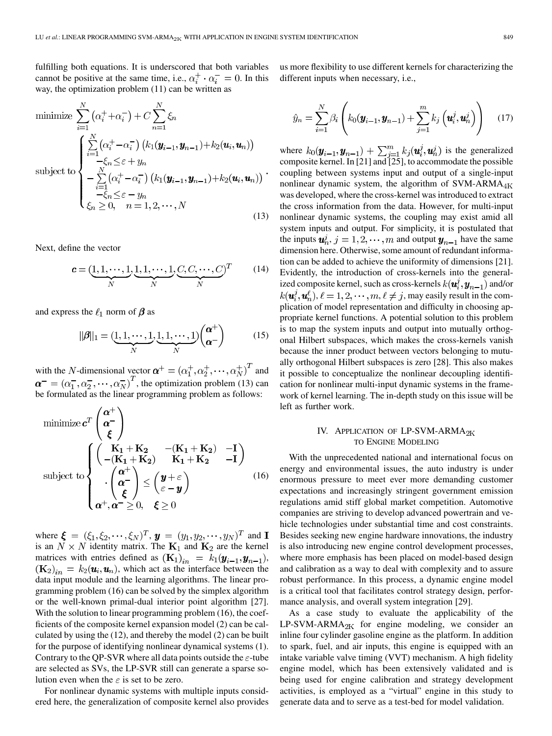fulfilling both equations. It is underscored that both variables cannot be positive at the same time, i.e., $\alpha_i^+ \cdot \alpha_i^- = 0$. In this way, the optimization problem (11) can be written as

$$
\begin{aligned}
&\text{minimize } \sum_{i=1}^{N} \left(\alpha_i^+ + \alpha_i^-\right) + C \sum_{n=1}^{N} \xi_n \\
&\text{subject to} \begin{cases}
\sum_{i=1}^{N} \left(\alpha_i^+ - \alpha_i^-\right) \left(k_1(\boldsymbol{y}_{i-1}, \boldsymbol{y}_{n-1}) + k_2(\boldsymbol{u}_i, \boldsymbol{u}_n)\right) \\
\quad -\xi_n \leq \varepsilon + y_n \\
-\sum_{i=1}^{N} \left(\alpha_i^+ - \alpha_i^-\right) \left(k_1(\boldsymbol{y}_{i-1}, \boldsymbol{y}_{n-1}) + k_2(\boldsymbol{u}_i, \boldsymbol{u}_n)\right) \\
\quad -\xi_n \leq \varepsilon - y_n \\
\xi_n \geq 0, \quad n = 1, 2, \cdots, N
\end{cases}
\end{aligned}
\tag{13}
$$

Next, define the vector

$$
\boldsymbol{c} = (\underbrace{1, 1, \cdots, 1}_{N}, \underbrace{1, 1, \cdots, 1}_{N}, \underbrace{C, C, \cdots, C}_{N})^T \tag{14}
$$

and express the $\ell_1$ norm of $\boldsymbol{\beta}$ as

$$
\|\boldsymbol{\beta}\|_1 = (\underbrace{1, 1, \cdots, 1}_{N}, \underbrace{1, 1, \cdots, 1}_{N}) \begin{pmatrix} \boldsymbol{\alpha}^+ \\ \boldsymbol{\alpha}^- \end{pmatrix} \tag{15}
$$

with the $N$-dimensional vector $\boldsymbol{\alpha}^+ = (\alpha_1^+, \alpha_2^+, \cdots, \alpha_N^+)^T$ and $\boldsymbol{\alpha}^- = (\alpha_1^-, \alpha_2^-, \cdots, \alpha_N^-)^T$, the optimization problem (13) can be formulated as the linear programming problem as follows:

$$
\begin{aligned}
&\text{minimize } \boldsymbol{c}^T \begin{pmatrix} \boldsymbol{\alpha}^+ \\ \boldsymbol{\alpha}^- \\ \boldsymbol{\xi} \end{pmatrix} \\
&\text{subject to} \begin{cases}
\begin{pmatrix} \mathbf{K_1} + \mathbf{K_2} & -(\mathbf{K_1} + \mathbf{K_2}) & -\mathbf{I} \\ -(\mathbf{K_1} + \mathbf{K_2}) & \mathbf{K_1} + \mathbf{K_2} & -\mathbf{I} \end{pmatrix} \\
\cdot \begin{pmatrix} \boldsymbol{\alpha}^+ \\ \boldsymbol{\alpha}^- \\ \boldsymbol{\xi} \end{pmatrix} \leq \begin{pmatrix} \boldsymbol{y} + \varepsilon \\ \varepsilon - \boldsymbol{y} \end{pmatrix} \\
\boldsymbol{\alpha}^+, \boldsymbol{\alpha}^- \geq 0, \quad \boldsymbol{\xi} \geq 0
\end{cases}
\end{aligned}
\tag{16}
$$

where $\boldsymbol{\xi} = (\xi_1, \xi_2, \cdots, \xi_N)^T$, $\boldsymbol{y} = (y_1, y_2, \cdots, y_N)^T$ and $\mathbf{I}$ is an $N \times N$ identity matrix. The $\mathbf{K}_1$ and $\mathbf{K}_2$ are the kernel matrices with entries defined as $(\mathbf{K}_1)_{in} = k_1(\boldsymbol{y}_{i-1}, \boldsymbol{y}_{n-1})$, $(\mathbf{K}_2)_{in} = k_2(\boldsymbol{u}_i, \boldsymbol{u}_n)$, which act as the interface between the data input module and the learning algorithms. The linear programming problem (16) can be solved by the simplex algorithm or the well-known primal-dual interior point algorithm [27]. With the solution to linear programming problem (16), the coefficients of the composite kernel expansion model (2) can be calculated by using the (12), and thereby the model (2) can be built for the purpose of identifying nonlinear dynamical systems (1). Contrary to the QP-SVR where all data points outside the $\varepsilon$-tube are selected as SVs, the LP-SVR still can generate a sparse solution even when the $\varepsilon$ is set to be zero.

For nonlinear dynamic systems with multiple inputs considered here, the generalization of composite kernel also provides us more flexibility to use different kernels for characterizing the different inputs when necessary, i.e.,

$$
\hat{y}_n = \sum_{i=1}^{N} \beta_i \left( k_0(\boldsymbol{y}_{i-1}, \boldsymbol{y}_{n-1}) + \sum_{j=1}^{m} k_j\left(\boldsymbol{u}_i^j, \boldsymbol{u}_n^j\right) \right) \tag{17}
$$

where $k_0(\boldsymbol{y}_{i-1}, \boldsymbol{y}_{n-1}) + \sum_{j=1}^{m} k_j(\boldsymbol{u}_i^j, \boldsymbol{u}_n^j)$ is the generalized composite kernel. In [21] and [25], to accommodate the possible coupling between systems input and output of a single-input nonlinear dynamic system, the algorithm of SVM-ARMA$_{4\text{K}}$ was developed, where the cross-kernel was introduced to extract the cross information from the data. However, for multi-input nonlinear dynamic systems, the coupling may exist amid all system inputs and output. For simplicity, it is postulated that the inputs $\boldsymbol{u}_n^j$, $j = 1, 2, \cdots, m$ and output $\boldsymbol{y}_{n-1}$ have the same dimension here. Otherwise, some amount of redundant information can be added to achieve the uniformity of dimensions [21]. Evidently, the introduction of cross-kernels into the generalized composite kernel, such as cross-kernels $k(\boldsymbol{u}_i^j, \boldsymbol{y}_{n-1})$ and/or $k(\boldsymbol{u}_i^j, \boldsymbol{u}_n^\ell)$, $\ell = 1, 2, \cdots, m$, $\ell \neq j$, may easily result in the complication of model representation and difficulty in choosing appropriate kernel functions. A potential solution to this problem is to map the system inputs and output into mutually orthogonal Hilbert subspaces, which makes the cross-kernels vanish because the inner product between vectors belonging to mutually orthogonal Hilbert subspaces is zero [28]. This also makes it possible to conceptualize the nonlinear decoupling identification for nonlinear multi-input dynamic systems in the framework of kernel learning. The in-depth study on this issue will be left as further work.

## IV. Application of LP-SVM-ARMA$_{2\text{K}}$ to Engine Modeling

With the unprecedented national and international focus on energy and environmental issues, the auto industry is under enormous pressure to meet ever more demanding customer expectations and increasingly stringent government emission regulations amid stiff global market competition. Automotive companies are striving to develop advanced powertrain and vehicle technologies under substantial time and cost constraints. Besides seeking new engine hardware innovations, the industry is also introducing new engine control development processes, where more emphasis has been placed on model-based design and calibration as a way to deal with complexity and to assure robust performance. In this process, a dynamic engine model is a critical tool that facilitates control strategy design, performance analysis, and overall system integration [29].

As a case study to evaluate the applicability of the LP-SVM-ARMA$_{2\text{K}}$ for engine modeling, we consider an inline four cylinder gasoline engine as the platform. In addition to spark, fuel, and air inputs, this engine is equipped with an intake variable valve timing (VVT) mechanism. A high fidelity engine model, which has been extensively validated and is being used for engine calibration and strategy development activities, is employed as a "virtual" engine in this study to generate data and to serve as a test-bed for model validation.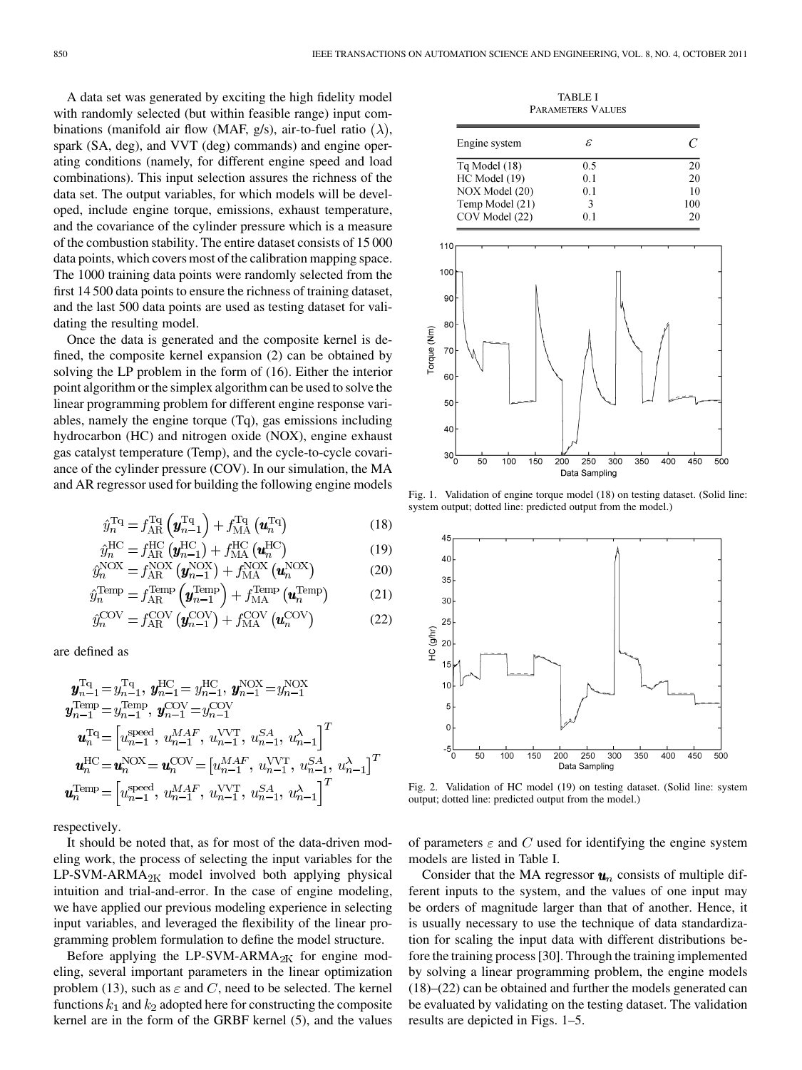A data set was generated by exciting the high fidelity model with randomly selected (but within feasible range) input combinations (manifold air flow (MAF, g/s), air-to-fuel ratio ($\lambda$), spark (SA, deg), and VVT (deg) commands) and engine operating conditions (namely, for different engine speed and load combinations). This input selection assures the richness of the data set. The output variables, for which models will be developed, include engine torque, emissions, exhaust temperature, and the covariance of the cylinder pressure which is a measure of the combustion stability. The entire dataset consists of 15 000 data points, which covers most of the calibration mapping space. The 1000 training data points were randomly selected from the first 14 500 data points to ensure the richness of training dataset, and the last 500 data points are used as testing dataset for validating the resulting model.

Once the data is generated and the composite kernel is defined, the composite kernel expansion (2) can be obtained by solving the LP problem in the form of (16). Either the interior point algorithm or the simplex algorithm can be used to solve the linear programming problem for different engine response variables, namely the engine torque (Tq), gas emissions including hydrocarbon (HC) and nitrogen oxide (NOX), engine exhaust gas catalyst temperature (Temp), and the cycle-to-cycle covariance of the cylinder pressure (COV). In our simulation, the MA and AR regressor used for building the following engine models

$$\hat{y}_n^{\mathrm{Tq}} = f_{\mathrm{AR}}^{\mathrm{Tq}}\left(\boldsymbol{y}_{n-1}^{\mathrm{Tq}}\right) + f_{\mathrm{MA}}^{\mathrm{Tq}}\left(\boldsymbol{u}_n^{\mathrm{Tq}}\right) \tag{18}$$

$$\hat{y}_n^{\mathrm{HC}} = f_{\mathrm{AR}}^{\mathrm{HC}}\left(\boldsymbol{y}_{n-1}^{\mathrm{HC}}\right) + f_{\mathrm{MA}}^{\mathrm{HC}}\left(\boldsymbol{u}_n^{\mathrm{HC}}\right) \tag{19}$$

$$\hat{y}_n^{\mathrm{NOX}} = f_{\mathrm{AR}}^{\mathrm{NOX}}\left(\boldsymbol{y}_{n-1}^{\mathrm{NOX}}\right) + f_{\mathrm{MA}}^{\mathrm{NOX}}\left(\boldsymbol{u}_n^{\mathrm{NOX}}\right) \tag{20}$$

$$\hat{y}_n^{\mathrm{Temp}} = f_{\mathrm{AR}}^{\mathrm{Temp}}\left(\boldsymbol{y}_{n-1}^{\mathrm{Temp}}\right) + f_{\mathrm{MA}}^{\mathrm{Temp}}\left(\boldsymbol{u}_n^{\mathrm{Temp}}\right) \tag{21}$$

$$\hat{y}_n^{\mathrm{COV}} = f_{\mathrm{AR}}^{\mathrm{COV}}\left(\boldsymbol{y}_{n-1}^{\mathrm{COV}}\right) + f_{\mathrm{MA}}^{\mathrm{COV}}\left(\boldsymbol{u}_n^{\mathrm{COV}}\right) \tag{22}$$

are defined as

$$\boldsymbol{y}_{n-1}^{\mathrm{Tq}} = y_{n-1}^{\mathrm{Tq}},\ \boldsymbol{y}_{n-1}^{\mathrm{HC}} = y_{n-1}^{\mathrm{HC}},\ \boldsymbol{y}_{n-1}^{\mathrm{NOX}} = y_{n-1}^{\mathrm{NOX}}$$

$$\boldsymbol{y}_{n-1}^{\mathrm{Temp}} = y_{n-1}^{\mathrm{Temp}},\ \boldsymbol{y}_{n-1}^{\mathrm{COV}} = y_{n-1}^{\mathrm{COV}}$$

$$\boldsymbol{u}_n^{\mathrm{Tq}} = \left[u_{n-1}^{\mathrm{speed}},\ u_{n-1}^{MAF},\ u_{n-1}^{\mathrm{VVT}},\ u_{n-1}^{SA},\ u_{n-1}^{\lambda}\right]^T$$

$$\boldsymbol{u}_n^{\mathrm{HC}} = \boldsymbol{u}_n^{\mathrm{NOX}} = \boldsymbol{u}_n^{\mathrm{COV}} = \left[u_{n-1}^{MAF},\ u_{n-1}^{\mathrm{VVT}},\ u_{n-1}^{SA},\ u_{n-1}^{\lambda}\right]^T$$

$$\boldsymbol{u}_n^{\mathrm{Temp}} = \left[u_{n-1}^{\mathrm{speed}},\ u_{n-1}^{MAF},\ u_{n-1}^{\mathrm{VVT}},\ u_{n-1}^{SA},\ u_{n-1}^{\lambda}\right]^T$$

respectively.

It should be noted that, as for most of the data-driven modeling work, the process of selecting the input variables for the LP-SVM-ARMA$_{2K}$ model involved both applying physical intuition and trial-and-error. In the case of engine modeling, we have applied our previous modeling experience in selecting input variables, and leveraged the flexibility of the linear programming problem formulation to define the model structure.

Before applying the LP-SVM-ARMA$_{2K}$ for engine modeling, several important parameters in the linear optimization problem (13), such as $\varepsilon$ and $C$, need to be selected. The kernel functions $k_1$ and $k_2$ adopted here for constructing the composite kernel are in the form of the GRBF kernel (5), and the values of parameters $\varepsilon$ and $C$ used for identifying the engine system models are listed in Table I.

TABLE I
PARAMETERS VALUES

| Engine system | $\varepsilon$ | $C$ |
|---|---|---|
| Tq Model (18) | 0.5 | 20 |
| HC Model (19) | 0.1 | 20 |
| NOX Model (20) | 0.1 | 10 |
| Temp Model (21) | 3 | 100 |
| COV Model (22) | 0.1 | 20 |

Fig. 1. Validation of engine torque model (18) on testing dataset. (Solid line: system output; dotted line: predicted output from the model.)

Fig. 2. Validation of HC model (19) on testing dataset. (Solid line: system output; dotted line: predicted output from the model.)

Consider that the MA regressor $\boldsymbol{u}_n$ consists of multiple different inputs to the system, and the values of one input may be orders of magnitude larger than that of another. Hence, it is usually necessary to use the technique of data standardization for scaling the input data with different distributions before the training process [30]. Through the training implemented by solving a linear programming problem, the engine models (18)–(22) can be obtained and further the models generated can be evaluated by validating on the testing dataset. The validation results are depicted in Figs. 1–5.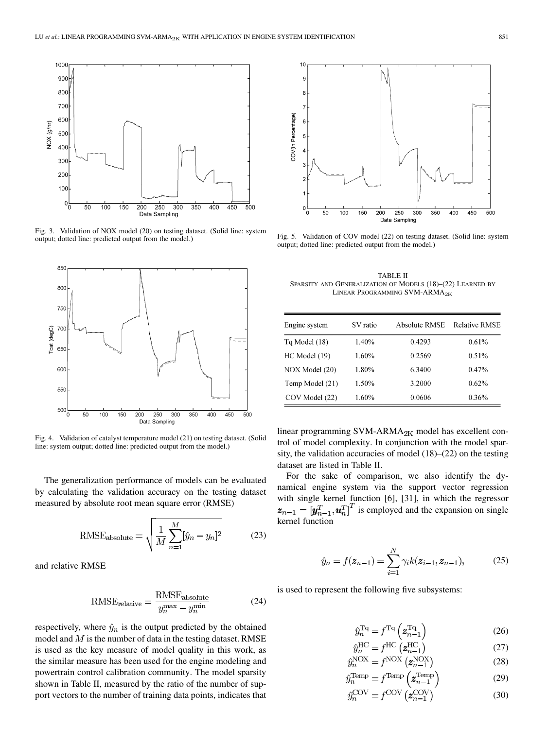Fig. 3. Validation of NOX model (20) on testing dataset. (Solid line: system output; dotted line: predicted output from the model.)

Fig. 4. Validation of catalyst temperature model (21) on testing dataset. (Solid line: system output; dotted line: predicted output from the model.)

The generalization performance of models can be evaluated by calculating the validation accuracy on the testing dataset measured by absolute root mean square error (RMSE)

$$\mathrm{RMSE}_{\mathrm{absolute}} = \sqrt{\frac{1}{M}\sum_{n=1}^{M}[\hat{y}_n - y_n]^2} \tag{23}$$

and relative RMSE

$$\mathrm{RMSE}_{\mathrm{relative}} = \frac{\mathrm{RMSE}_{\mathrm{absolute}}}{y_n^{\max} - y_n^{\min}} \tag{24}$$

respectively, where $\hat{y}_n$ is the output predicted by the obtained model and $M$ is the number of data in the testing dataset. RMSE is used as the key measure of model quality in this work, as the similar measure has been used for the engine modeling and powertrain control calibration community. The model sparsity shown in Table II, measured by the ratio of the number of support vectors to the number of training data points, indicates that linear programming SVM-ARMA$_{2K}$ model has excellent control of model complexity. In conjunction with the model sparsity, the validation accuracies of model (18)–(22) on the testing dataset are listed in Table II.

Fig. 5. Validation of COV model (22) on testing dataset. (Solid line: system output; dotted line: predicted output from the model.)

TABLE II
SPARSITY AND GENERALIZATION OF MODELS (18)–(22) LEARNED BY LINEAR PROGRAMMING SVM-ARMA$_{2K}$

| Engine system | SV ratio | Absolute RMSE | Relative RMSE |
|---|---|---|---|
| Tq Model (18) | 1.40% | 0.4293 | 0.61% |
| HC Model (19) | 1.60% | 0.2569 | 0.51% |
| NOX Model (20) | 1.80% | 6.3400 | 0.47% |
| Temp Model (21) | 1.50% | 3.2000 | 0.62% |
| COV Model (22) | 1.60% | 0.0606 | 0.36% |

For the sake of comparison, we also identify the dynamical engine system via the support vector regression with single kernel function [6], [31], in which the regressor $\boldsymbol{z}_{n-1} = [\boldsymbol{y}_{n-1}^T, \boldsymbol{u}_n^T]^T$ is employed and the expansion on single kernel function

$$\hat{y}_n = f(\boldsymbol{z}_{n-1}) = \sum_{i=1}^{N} \gamma_i k(\boldsymbol{z}_{i-1}, \boldsymbol{z}_{n-1}), \tag{25}$$

is used to represent the following five subsystems:

$$\hat{y}_n^{\mathrm{Tq}} = f^{\mathrm{Tq}}\left(\boldsymbol{z}_{n-1}^{\mathrm{Tq}}\right) \tag{26}$$

$$\hat{y}_n^{\mathrm{HC}} = f^{\mathrm{HC}}\left(\boldsymbol{z}_{n-1}^{\mathrm{HC}}\right) \tag{27}$$

$$\hat{y}_n^{\mathrm{NOX}} = f^{\mathrm{NOX}}\left(\boldsymbol{z}_{n-1}^{\mathrm{NOX}}\right) \tag{28}$$

$$\hat{y}_n^{\mathrm{Temp}} = f^{\mathrm{Temp}}\left(\boldsymbol{z}_{n-1}^{\mathrm{Temp}}\right) \tag{29}$$

$$\hat{y}_n^{\mathrm{COV}} = f^{\mathrm{COV}}\left(\boldsymbol{z}_{n-1}^{\mathrm{COV}}\right) \tag{30}$$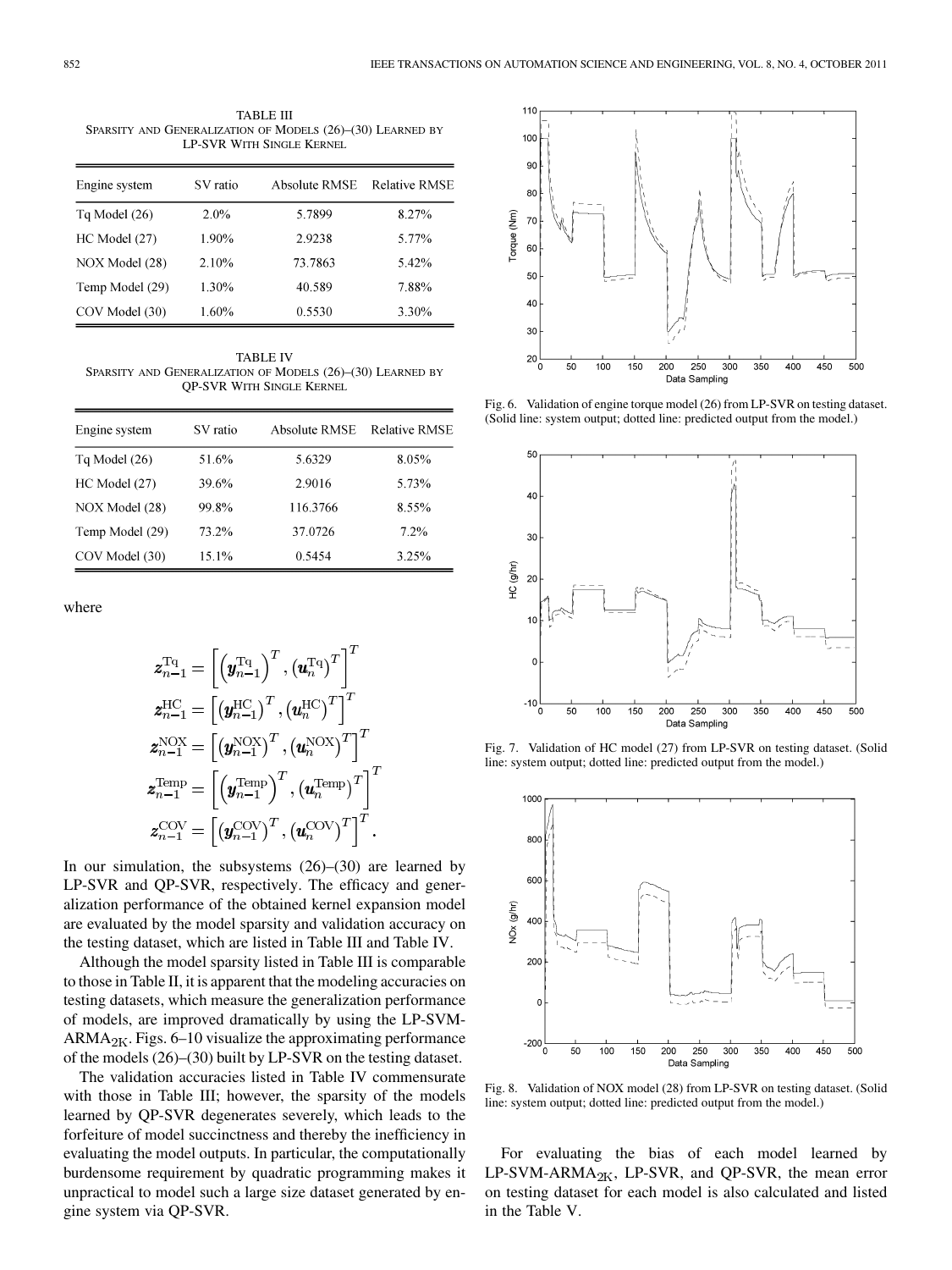TABLE III
SPARSITY AND GENERALIZATION OF MODELS (26)–(30) LEARNED BY LP-SVR WITH SINGLE KERNEL

| Engine system | SV ratio | Absolute RMSE | Relative RMSE |
|---|---|---|---|
| Tq Model (26) | 2.0% | 5.7899 | 8.27% |
| HC Model (27) | 1.90% | 2.9238 | 5.77% |
| NOX Model (28) | 2.10% | 73.7863 | 5.42% |
| Temp Model (29) | 1.30% | 40.589 | 7.88% |
| COV Model (30) | 1.60% | 0.5530 | 3.30% |

TABLE IV
SPARSITY AND GENERALIZATION OF MODELS (26)–(30) LEARNED BY QP-SVR WITH SINGLE KERNEL

| Engine system | SV ratio | Absolute RMSE | Relative RMSE |
|---|---|---|---|
| Tq Model (26) | 51.6% | 5.6329 | 8.05% |
| HC Model (27) | 39.6% | 2.9016 | 5.73% |
| NOX Model (28) | 99.8% | 116.3766 | 8.55% |
| Temp Model (29) | 73.2% | 37.0726 | 7.2% |
| COV Model (30) | 15.1% | 0.5454 | 3.25% |

where

$$\boldsymbol{z}_{n-1}^{\mathrm{Tq}} = \left[\left(\boldsymbol{y}_{n-1}^{\mathrm{Tq}}\right)^T, \left(\boldsymbol{u}_n^{\mathrm{Tq}}\right)^T\right]^T$$
$$\boldsymbol{z}_{n-1}^{\mathrm{HC}} = \left[\left(\boldsymbol{y}_{n-1}^{\mathrm{HC}}\right)^T, \left(\boldsymbol{u}_n^{\mathrm{HC}}\right)^T\right]^T$$
$$\boldsymbol{z}_{n-1}^{\mathrm{NOX}} = \left[\left(\boldsymbol{y}_{n-1}^{\mathrm{NOX}}\right)^T, \left(\boldsymbol{u}_n^{\mathrm{NOX}}\right)^T\right]^T$$
$$\boldsymbol{z}_{n-1}^{\mathrm{Temp}} = \left[\left(\boldsymbol{y}_{n-1}^{\mathrm{Temp}}\right)^T, \left(\boldsymbol{u}_n^{\mathrm{Temp}}\right)^T\right]^T$$
$$\boldsymbol{z}_{n-1}^{\mathrm{COV}} = \left[\left(\boldsymbol{y}_{n-1}^{\mathrm{COV}}\right)^T, \left(\boldsymbol{u}_n^{\mathrm{COV}}\right)^T\right]^T.$$

In our simulation, the subsystems (26)–(30) are learned by LP-SVR and QP-SVR, respectively. The efficacy and generalization performance of the obtained kernel expansion model are evaluated by the model sparsity and validation accuracy on the testing dataset, which are listed in Table III and Table IV.

Although the model sparsity listed in Table III is comparable to those in Table II, it is apparent that the modeling accuracies on testing datasets, which measure the generalization performance of models, are improved dramatically by using the LP-SVM-$\mathrm{ARMA}_{2\mathrm{K}}$. Figs. 6–10 visualize the approximating performance of the models (26)–(30) built by LP-SVR on the testing dataset.

The validation accuracies listed in Table IV commensurate with those in Table III; however, the sparsity of the models learned by QP-SVR degenerates severely, which leads to the forfeiture of model succinctness and thereby the inefficiency in evaluating the model outputs. In particular, the computationally burdensome requirement by quadratic programming makes it unpractical to model such a large size dataset generated by engine system via QP-SVR.

Fig. 6. Validation of engine torque model (26) from LP-SVR on testing dataset. (Solid line: system output; dotted line: predicted output from the model.)

Fig. 7. Validation of HC model (27) from LP-SVR on testing dataset. (Solid line: system output; dotted line: predicted output from the model.)

Fig. 8. Validation of NOX model (28) from LP-SVR on testing dataset. (Solid line: system output; dotted line: predicted output from the model.)

For evaluating the bias of each model learned by LP-SVM-$\mathrm{ARMA}_{2\mathrm{K}}$, LP-SVR, and QP-SVR, the mean error on testing dataset for each model is also calculated and listed in the Table V.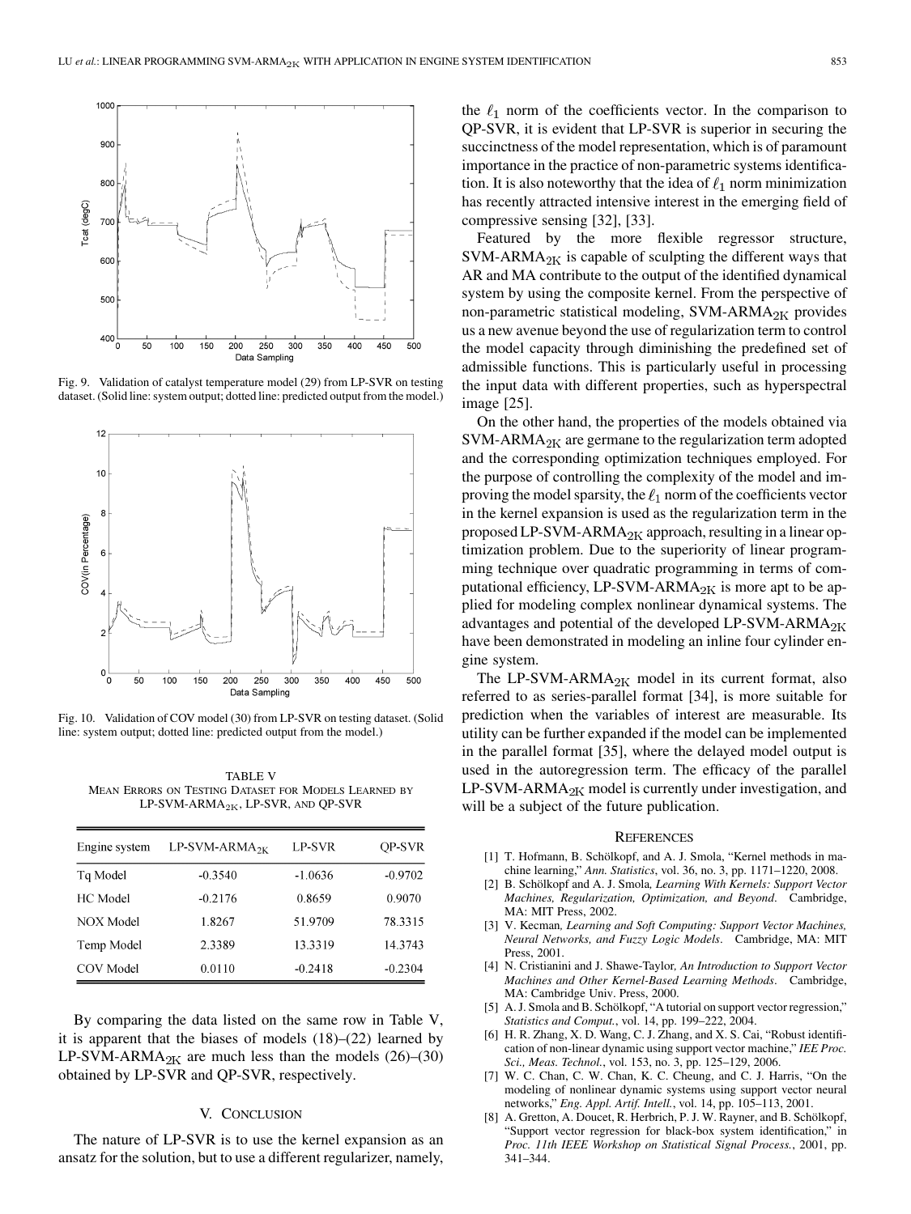Fig. 9. Validation of catalyst temperature model (29) from LP-SVR on testing dataset. (Solid line: system output; dotted line: predicted output from the model.)

Fig. 10. Validation of COV model (30) from LP-SVR on testing dataset. (Solid line: system output; dotted line: predicted output from the model.)

TABLE V
MEAN ERRORS ON TESTING DATASET FOR MODELS LEARNED BY LP-SVM-ARMA$_{2K}$, LP-SVR, AND QP-SVR

| Engine system | LP-SVM-ARMA$_{2K}$ | LP-SVR | QP-SVR |
|---|---|---|---|
| Tq Model | -0.3540 | -1.0636 | -0.9702 |
| HC Model | -0.2176 | 0.8659 | 0.9070 |
| NOX Model | 1.8267 | 51.9709 | 78.3315 |
| Temp Model | 2.3389 | 13.3319 | 14.3743 |
| COV Model | 0.0110 | -0.2418 | -0.2304 |

By comparing the data listed on the same row in Table V, it is apparent that the biases of models (18)–(22) learned by LP-SVM-ARMA$_{2K}$ are much less than the models (26)–(30) obtained by LP-SVR and QP-SVR, respectively.

## V. CONCLUSION

The nature of LP-SVR is to use the kernel expansion as an ansatz for the solution, but to use a different regularizer, namely, the $\ell_1$ norm of the coefficients vector. In the comparison to QP-SVR, it is evident that LP-SVR is superior in securing the succinctness of the model representation, which is of paramount importance in the practice of non-parametric systems identification. It is also noteworthy that the idea of $\ell_1$ norm minimization has recently attracted intensive interest in the emerging field of compressive sensing [32], [33].

Featured by the more flexible regressor structure, SVM-ARMA$_{2K}$ is capable of sculpting the different ways that AR and MA contribute to the output of the identified dynamical system by using the composite kernel. From the perspective of non-parametric statistical modeling, SVM-ARMA$_{2K}$ provides us a new avenue beyond the use of regularization term to control the model capacity through diminishing the predefined set of admissible functions. This is particularly useful in processing the input data with different properties, such as hyperspectral image [25].

On the other hand, the properties of the models obtained via SVM-ARMA$_{2K}$ are germane to the regularization term adopted and the corresponding optimization techniques employed. For the purpose of controlling the complexity of the model and improving the model sparsity, the $\ell_1$ norm of the coefficients vector in the kernel expansion is used as the regularization term in the proposed LP-SVM-ARMA$_{2K}$ approach, resulting in a linear optimization problem. Due to the superiority of linear programming technique over quadratic programming in terms of computational efficiency, LP-SVM-ARMA$_{2K}$ is more apt to be applied for modeling complex nonlinear dynamical systems. The advantages and potential of the developed LP-SVM-ARMA$_{2K}$ have been demonstrated in modeling an inline four cylinder engine system.

The LP-SVM-ARMA$_{2K}$ model in its current format, also referred to as series-parallel format [34], is more suitable for prediction when the variables of interest are measurable. Its utility can be further expanded if the model can be implemented in the parallel format [35], where the delayed model output is used in the autoregression term. The efficacy of the parallel LP-SVM-ARMA$_{2K}$ model is currently under investigation, and will be a subject of the future publication.

## REFERENCES

[1] T. Hofmann, B. Schölkopf, and A. J. Smola, "Kernel methods in machine learning," *Ann. Statistics*, vol. 36, no. 3, pp. 1171–1220, 2008.

[2] B. Schölkopf and A. J. Smola, *Learning With Kernels: Support Vector Machines, Regularization, Optimization, and Beyond*. Cambridge, MA: MIT Press, 2002.

[3] V. Kecman, *Learning and Soft Computing: Support Vector Machines, Neural Networks, and Fuzzy Logic Models*. Cambridge, MA: MIT Press, 2001.

[4] N. Cristianini and J. Shawe-Taylor, *An Introduction to Support Vector Machines and Other Kernel-Based Learning Methods*. Cambridge, MA: Cambridge Univ. Press, 2000.

[5] A. J. Smola and B. Schölkopf, "A tutorial on support vector regression," *Statistics and Comput.*, vol. 14, pp. 199–222, 2004.

[6] H. R. Zhang, X. D. Wang, C. J. Zhang, and X. S. Cai, "Robust identification of non-linear dynamic using support vector machine," *IEE Proc. Sci., Meas. Technol.*, vol. 153, no. 3, pp. 125–129, 2006.

[7] W. C. Chan, C. W. Chan, K. C. Cheung, and C. J. Harris, "On the modeling of nonlinear dynamic systems using support vector neural networks," *Eng. Appl. Artif. Intell.*, vol. 14, pp. 105–113, 2001.

[8] A. Gretton, A. Doucet, R. Herbrich, P. J. W. Rayner, and B. Schölkopf, "Support vector regression for black-box system identification," in *Proc. 11th IEEE Workshop on Statistical Signal Process.*, 2001, pp. 341–344.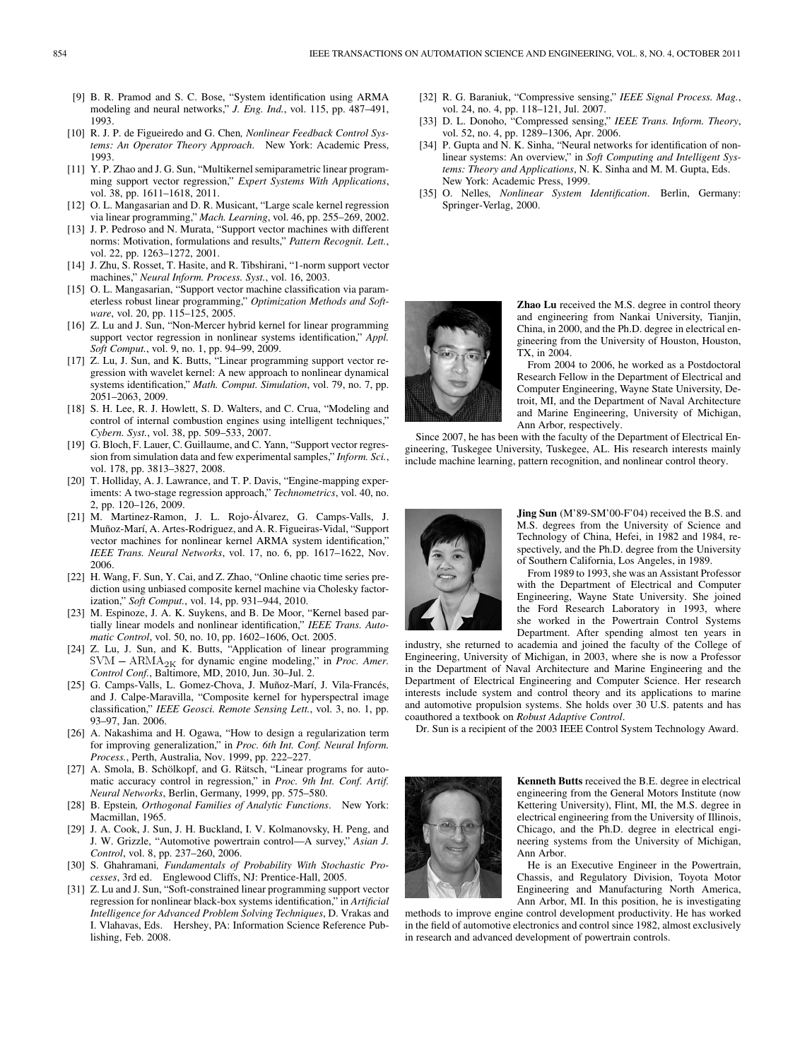[9] B. R. Pramod and S. C. Bose, "System identification using ARMA modeling and neural networks," *J. Eng. Ind.*, vol. 115, pp. 487–491, 1993.

[10] R. J. P. de Figueiredo and G. Chen, *Nonlinear Feedback Control Systems: An Operator Theory Approach*. New York: Academic Press, 1993.

[11] Y. P. Zhao and J. G. Sun, "Multikernel semiparametric linear programming support vector regression," *Expert Systems With Applications*, vol. 38, pp. 1611–1618, 2011.

[12] O. L. Mangasarian and D. R. Musicant, "Large scale kernel regression via linear programming," *Mach. Learning*, vol. 46, pp. 255–269, 2002.

[13] J. P. Pedroso and N. Murata, "Support vector machines with different norms: Motivation, formulations and results," *Pattern Recognit. Lett.*, vol. 22, pp. 1263–1272, 2001.

[14] J. Zhu, S. Rosset, T. Hasite, and R. Tibshirani, "1-norm support vector machines," *Neural Inform. Process. Syst.*, vol. 16, 2003.

[15] O. L. Mangasarian, "Support vector machine classification via parameterless robust linear programming," *Optimization Methods and Software*, vol. 20, pp. 115–125, 2005.

[16] Z. Lu and J. Sun, "Non-Mercer hybrid kernel for linear programming support vector regression in nonlinear systems identification," *Appl. Soft Comput.*, vol. 9, no. 1, pp. 94–99, 2009.

[17] Z. Lu, J. Sun, and K. Butts, "Linear programming support vector regression with wavelet kernel: A new approach to nonlinear dynamical systems identification," *Math. Comput. Simulation*, vol. 79, no. 7, pp. 2051–2063, 2009.

[18] S. H. Lee, R. J. Howlett, S. D. Walters, and C. Crua, "Modeling and control of internal combustion engines using intelligent techniques," *Cybern. Syst.*, vol. 38, pp. 509–533, 2007.

[19] G. Bloch, F. Lauer, C. Guillaume, and C. Yann, "Support vector regression from simulation data and few experimental samples," *Inform. Sci.*, vol. 178, pp. 3813–3827, 2008.

[20] T. Holliday, A. J. Lawrance, and T. P. Davis, "Engine-mapping experiments: A two-stage regression approach," *Technometrics*, vol. 40, no. 2, pp. 120–126, 2009.

[21] M. Martinez-Ramon, J. L. Rojo-Álvarez, G. Camps-Valls, J. Muñoz-Marí, A. Artes-Rodriguez, and A. R. Figueiras-Vidal, "Support vector machines for nonlinear kernel ARMA system identification," *IEEE Trans. Neural Networks*, vol. 17, no. 6, pp. 1617–1622, Nov. 2006.

[22] H. Wang, F. Sun, Y. Cai, and Z. Zhao, "Online chaotic time series prediction using unbiased composite kernel machine via Cholesky factorization," *Soft Comput.*, vol. 14, pp. 931–944, 2010.

[23] M. Espinoze, J. A. K. Suykens, and B. De Moor, "Kernel based partially linear models and nonlinear identification," *IEEE Trans. Automatic Control*, vol. 50, no. 10, pp. 1602–1606, Oct. 2005.

[24] Z. Lu, J. Sun, and K. Butts, "Application of linear programming $\mathrm{SVM}-\mathrm{ARMA}_{2K}$ for dynamic engine modeling," in *Proc. Amer. Control Conf.*, Baltimore, MD, 2010, Jun. 30–Jul. 2.

[25] G. Camps-Valls, L. Gomez-Chova, J. Muñoz-Marí, J. Vila-Francés, and J. Calpe-Maravilla, "Composite kernel for hyperspectral image classification," *IEEE Geosci. Remote Sensing Lett.*, vol. 3, no. 1, pp. 93–97, Jan. 2006.

[26] A. Nakashima and H. Ogawa, "How to design a regularization term for improving generalization," in *Proc. 6th Int. Conf. Neural Inform. Process.*, Perth, Australia, Nov. 1999, pp. 222–227.

[27] A. Smola, B. Schölkopf, and G. Rätsch, "Linear programs for automatic accuracy control in regression," in *Proc. 9th Int. Conf. Artif. Neural Networks*, Berlin, Germany, 1999, pp. 575–580.

[28] B. Epstein, *Orthogonal Families of Analytic Functions*. New York: Macmillan, 1965.

[29] J. A. Cook, J. Sun, J. H. Buckland, I. V. Kolmanovsky, H. Peng, and J. W. Grizzle, "Automotive powertrain control—A survey," *Asian J. Control*, vol. 8, pp. 237–260, 2006.

[30] S. Ghahramani, *Fundamentals of Probability With Stochastic Processes*, 3rd ed. Englewood Cliffs, NJ: Prentice-Hall, 2005.

[31] Z. Lu and J. Sun, "Soft-constrained linear programming support vector regression for nonlinear black-box systems identification," in *Artificial Intelligence for Advanced Problem Solving Techniques*, D. Vrakas and I. Vlahavas, Eds. Hershey, PA: Information Science Reference Publishing, Feb. 2008.

[32] R. G. Baraniuk, "Compressive sensing," *IEEE Signal Process. Mag.*, vol. 24, no. 4, pp. 118–121, Jul. 2007.

[33] D. L. Donoho, "Compressed sensing," *IEEE Trans. Inform. Theory*, vol. 52, no. 4, pp. 1289–1306, Apr. 2006.

[34] P. Gupta and N. K. Sinha, "Neural networks for identification of nonlinear systems: An overview," in *Soft Computing and Intelligent Systems: Theory and Applications*, N. K. Sinha and M. M. Gupta, Eds. New York: Academic Press, 1999.

[35] O. Nelles, *Nonlinear System Identification*. Berlin, Germany: Springer-Verlag, 2000.

**Zhao Lu** received the M.S. degree in control theory and engineering from Nankai University, Tianjin, China, in 2000, and the Ph.D. degree in electrical engineering from the University of Houston, Houston, TX, in 2004.

From 2004 to 2006, he worked as a Postdoctoral Research Fellow in the Department of Electrical and Computer Engineering, Wayne State University, Detroit, MI, and the Department of Naval Architecture and Marine Engineering, University of Michigan, Ann Arbor, respectively.

Since 2007, he has been with the faculty of the Department of Electrical Engineering, Tuskegee University, Tuskegee, AL. His research interests mainly include machine learning, pattern recognition, and nonlinear control theory.

**Jing Sun** (M'89-SM'00-F'04) received the B.S. and M.S. degrees from the University of Science and Technology of China, Hefei, in 1982 and 1984, respectively, and the Ph.D. degree from the University of Southern California, Los Angeles, in 1989.

From 1989 to 1993, she was an Assistant Professor with the Department of Electrical and Computer Engineering, Wayne State University. She joined the Ford Research Laboratory in 1993, where she worked in the Powertrain Control Systems Department. After spending almost ten years in industry, she returned to academia and joined the faculty of the College of Engineering, University of Michigan, in 2003, where she is now a Professor in the Department of Naval Architecture and Marine Engineering and the Department of Electrical Engineering and Computer Science. Her research interests include system and control theory and its applications to marine and automotive propulsion systems. She holds over 30 U.S. patents and has coauthored a textbook on *Robust Adaptive Control*.

Dr. Sun is a recipient of the 2003 IEEE Control System Technology Award.

**Kenneth Butts** received the B.E. degree in electrical engineering from the General Motors Institute (now Kettering University), Flint, MI, the M.S. degree in electrical engineering from the University of Illinois, Chicago, and the Ph.D. degree in electrical engineering systems from the University of Michigan, Ann Arbor.

He is an Executive Engineer in the Powertrain, Chassis, and Regulatory Division, Toyota Motor Engineering and Manufacturing North America, Ann Arbor, MI. In this position, he is investigating methods to improve engine control development productivity. He has worked in the field of automotive electronics and control since 1982, almost exclusively in research and advanced development of powertrain controls.